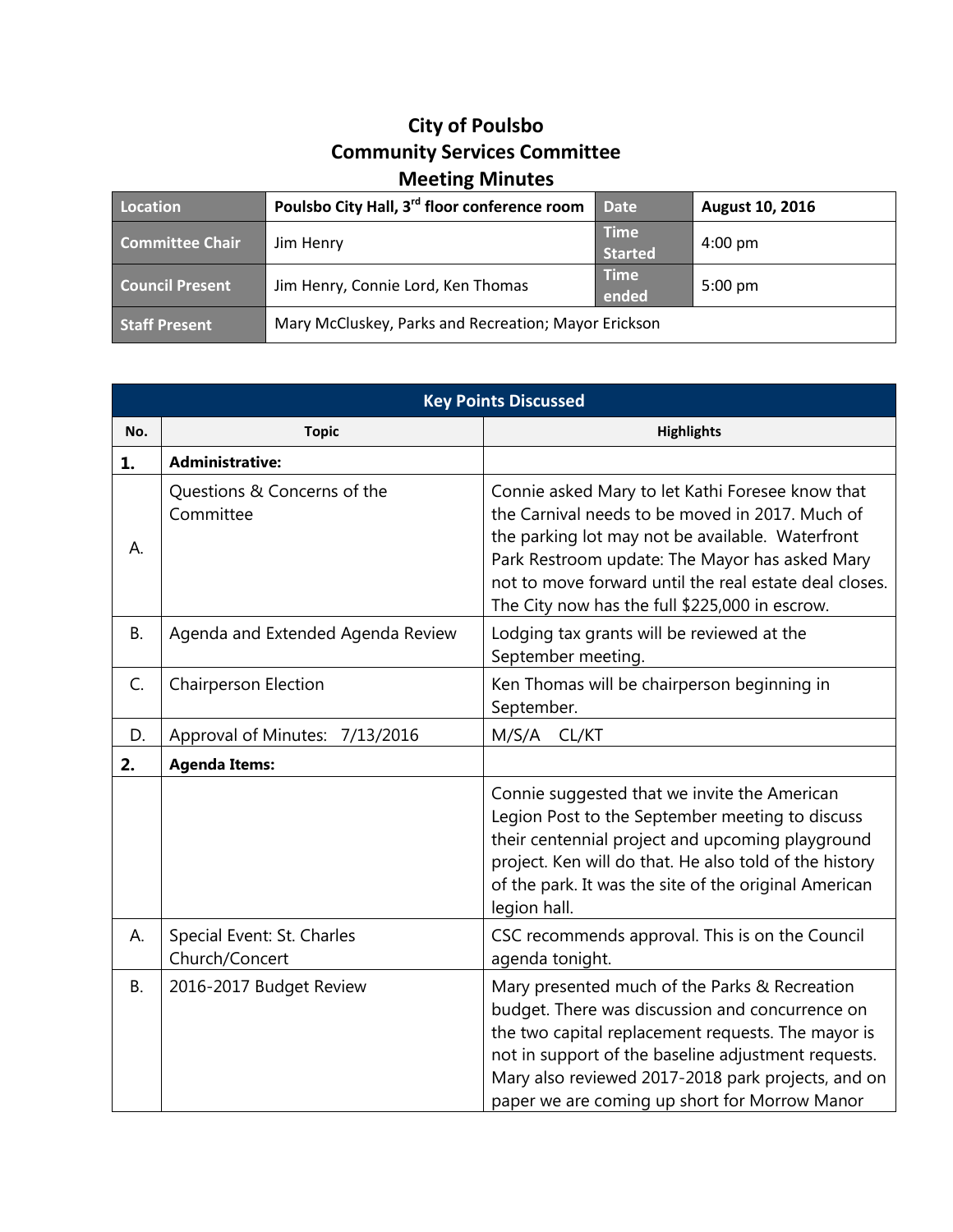# City of Poulsbo
## Community Services Committee
## Meeting Minutes

| Location | Poulsbo City Hall, 3rd floor conference room | Date | August 10, 2016 |
|---|---|---|---|
| Committee Chair | Jim Henry | Time Started | 4:00 pm |
| Council Present | Jim Henry, Connie Lord, Ken Thomas | Time ended | 5:00 pm |
| Staff Present | Mary McCluskey, Parks and Recreation; Mayor Erickson | | |

| Key Points Discussed | | |
|---|---|---|
| **No.** | **Topic** | **Highlights** |
| **1.** | **Administrative:** | |
| A. | Questions & Concerns of the Committee | Connie asked Mary to let Kathi Foresee know that the Carnival needs to be moved in 2017. Much of the parking lot may not be available. Waterfront Park Restroom update: The Mayor has asked Mary not to move forward until the real estate deal closes. The City now has the full $225,000 in escrow. |
| B. | Agenda and Extended Agenda Review | Lodging tax grants will be reviewed at the September meeting. |
| C. | Chairperson Election | Ken Thomas will be chairperson beginning in September. |
| D. | Approval of Minutes: 7/13/2016 | M/S/A CL/KT |
| **2.** | **Agenda Items:** | |
| | | Connie suggested that we invite the American Legion Post to the September meeting to discuss their centennial project and upcoming playground project. Ken will do that. He also told of the history of the park. It was the site of the original American legion hall. |
| A. | Special Event: St. Charles Church/Concert | CSC recommends approval. This is on the Council agenda tonight. |
| B. | 2016-2017 Budget Review | Mary presented much of the Parks & Recreation budget. There was discussion and concurrence on the two capital replacement requests. The mayor is not in support of the baseline adjustment requests. Mary also reviewed 2017-2018 park projects, and on paper we are coming up short for Morrow Manor |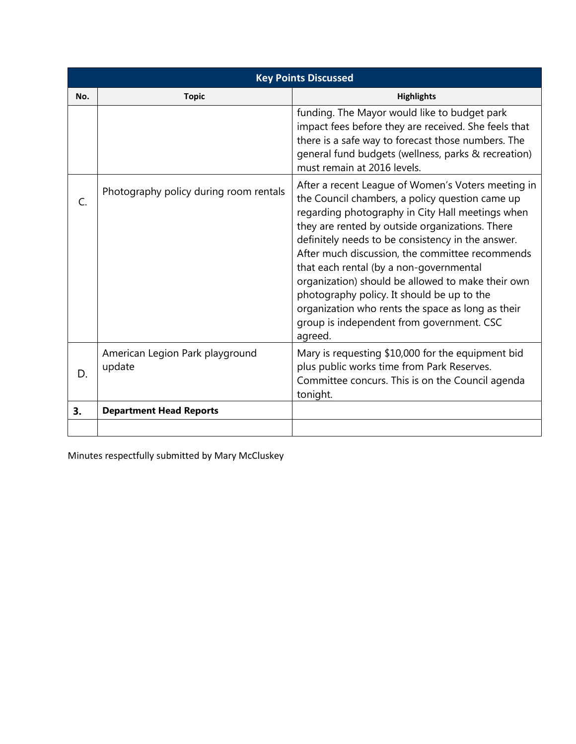| Key Points Discussed | | |
|---|---|---|
| **No.** | **Topic** | **Highlights** |
| | | funding. The Mayor would like to budget park impact fees before they are received. She feels that there is a safe way to forecast those numbers. The general fund budgets (wellness, parks & recreation) must remain at 2016 levels. |
| C. | Photography policy during room rentals | After a recent League of Women's Voters meeting in the Council chambers, a policy question came up regarding photography in City Hall meetings when they are rented by outside organizations. There definitely needs to be consistency in the answer. After much discussion, the committee recommends that each rental (by a non-governmental organization) should be allowed to make their own photography policy. It should be up to the organization who rents the space as long as their group is independent from government. CSC agreed. |
| D. | American Legion Park playground update | Mary is requesting $10,000 for the equipment bid plus public works time from Park Reserves. Committee concurs. This is on the Council agenda tonight. |
| **3.** | **Department Head Reports** | |
| | | |

Minutes respectfully submitted by Mary McCluskey